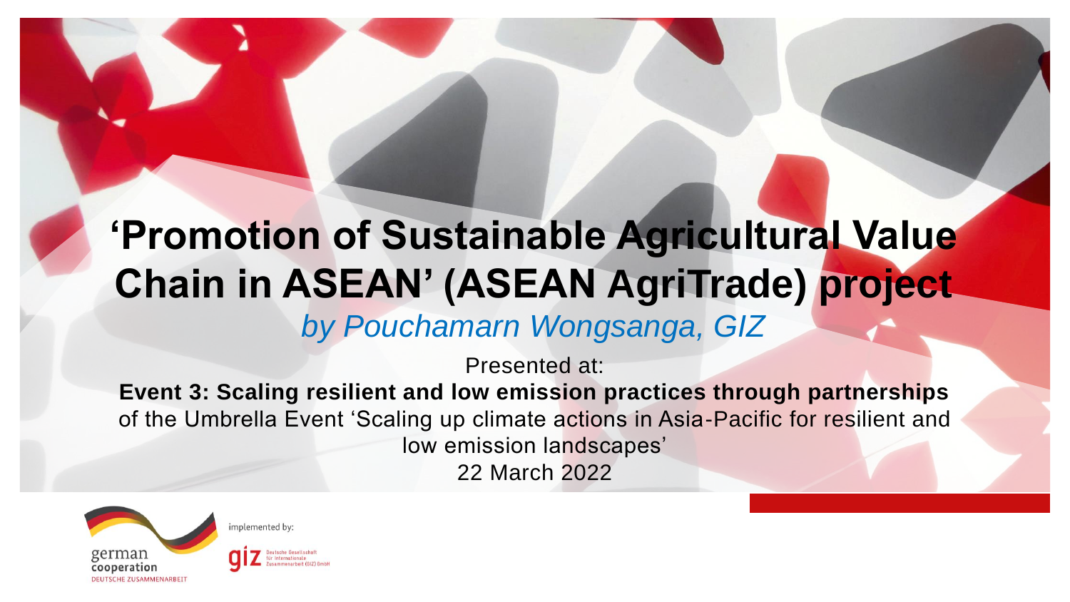# 'Promotion of Sustainable Agricultural Value Chain in ASEAN' (ASEAN AgriTrade) project

*by Pouchamarn Wongsanga, GIZ*

Presented at:

**Event 3: Scaling resilient and low emission practices through partnerships** of the Umbrella Event 'Scaling up climate actions in Asia-Pacific for resilient and low emission landscapes'

22 March 2022

german cooperation
DEUTSCHE ZUSAMMENARBEIT

implemented by:

giz Deutsche Gesellschaft für Internationale Zusammenarbeit (GIZ) GmbH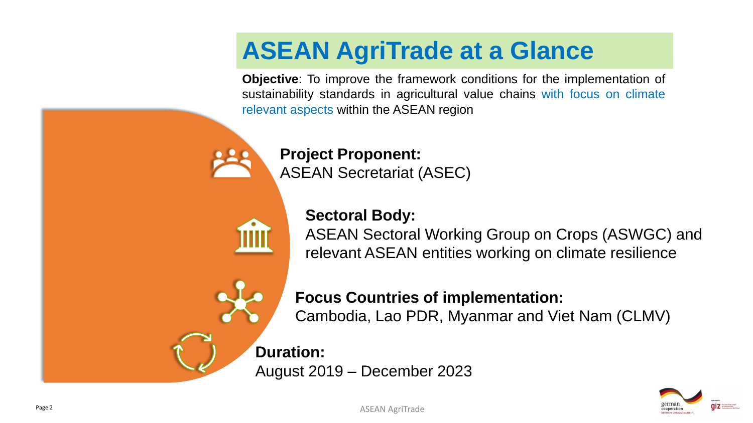# ASEAN AgriTrade at a Glance

**Objective**: To improve the framework conditions for the implementation of sustainability standards in agricultural value chains with focus on climate relevant aspects within the ASEAN region

**Project Proponent:**
ASEAN Secretariat (ASEC)

**Sectoral Body:**
ASEAN Sectoral Working Group on Crops (ASWGC) and relevant ASEAN entities working on climate resilience

**Focus Countries of implementation:**
Cambodia, Lao PDR, Myanmar and Viet Nam (CLMV)

**Duration:**
August 2019 – December 2023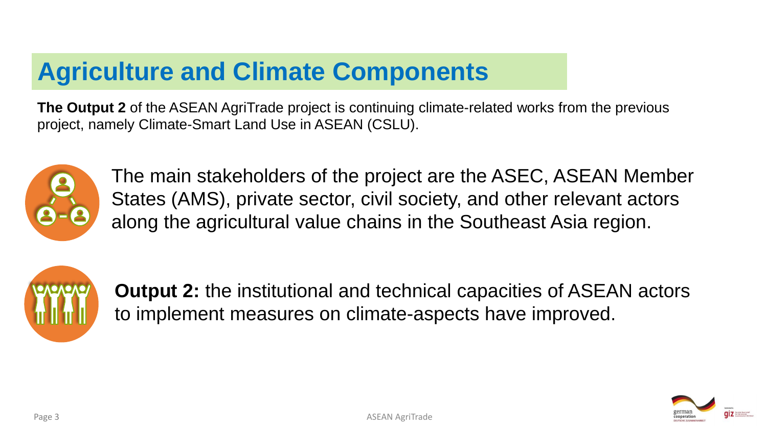# Agriculture and Climate Components

**The Output 2** of the ASEAN AgriTrade project is continuing climate-related works from the previous project, namely Climate-Smart Land Use in ASEAN (CSLU).

The main stakeholders of the project are the ASEC, ASEAN Member States (AMS), private sector, civil society, and other relevant actors along the agricultural value chains in the Southeast Asia region.

**Output 2:** the institutional and technical capacities of ASEAN actors to implement measures on climate-aspects have improved.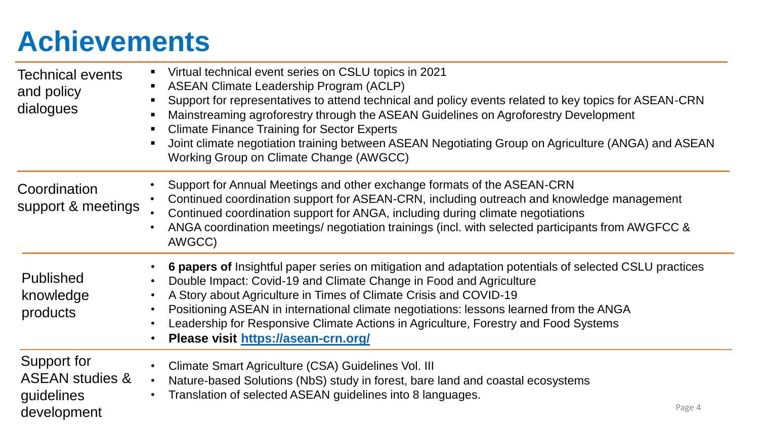# Achievements

| | |
|---|---|
| Technical events and policy dialogues | ▪ Virtual technical event series on CSLU topics in 2021<br>▪ ASEAN Climate Leadership Program (ACLP)<br>▪ Support for representatives to attend technical and policy events related to key topics for ASEAN-CRN<br>▪ Mainstreaming agroforestry through the ASEAN Guidelines on Agroforestry Development<br>▪ Climate Finance Training for Sector Experts<br>▪ Joint climate negotiation training between ASEAN Negotiating Group on Agriculture (ANGA) and ASEAN Working Group on Climate Change (AWGCC) |
| Coordination support & meetings | • Support for Annual Meetings and other exchange formats of the ASEAN-CRN<br>• Continued coordination support for ASEAN-CRN, including outreach and knowledge management<br>• Continued coordination support for ANGA, including during climate negotiations<br>• ANGA coordination meetings/ negotiation trainings (incl. with selected participants from AWGFCC & AWGCC) |
| Published knowledge products | • **6 papers of** Insightful paper series on mitigation and adaptation potentials of selected CSLU practices<br>• Double Impact: Covid-19 and Climate Change in Food and Agriculture<br>• A Story about Agriculture in Times of Climate Crisis and COVID-19<br>• Positioning ASEAN in international climate negotiations: lessons learned from the ANGA<br>• Leadership for Responsive Climate Actions in Agriculture, Forestry and Food Systems<br>• **Please visit [https://asean-crn.org/](https://asean-crn.org/)** |
| Support for ASEAN studies & guidelines development | • Climate Smart Agriculture (CSA) Guidelines Vol. III<br>• Nature-based Solutions (NbS) study in forest, bare land and coastal ecosystems<br>• Translation of selected ASEAN guidelines into 8 languages. |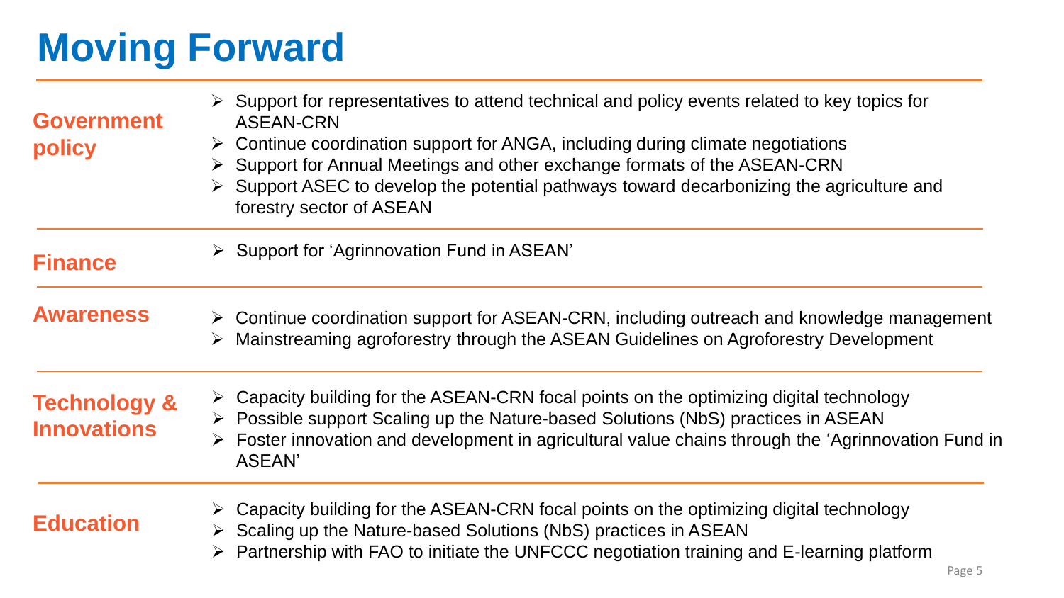# Moving Forward

## Government policy

- Support for representatives to attend technical and policy events related to key topics for ASEAN-CRN
- Continue coordination support for ANGA, including during climate negotiations
- Support for Annual Meetings and other exchange formats of the ASEAN-CRN
- Support ASEC to develop the potential pathways toward decarbonizing the agriculture and forestry sector of ASEAN

## Finance

- Support for 'Agrinnovation Fund in ASEAN'

## Awareness

- Continue coordination support for ASEAN-CRN, including outreach and knowledge management
- Mainstreaming agroforestry through the ASEAN Guidelines on Agroforestry Development

## Technology & Innovations

- Capacity building for the ASEAN-CRN focal points on the optimizing digital technology
- Possible support Scaling up the Nature-based Solutions (NbS) practices in ASEAN
- Foster innovation and development in agricultural value chains through the 'Agrinnovation Fund in ASEAN'

## Education

- Capacity building for the ASEAN-CRN focal points on the optimizing digital technology
- Scaling up the Nature-based Solutions (NbS) practices in ASEAN
- Partnership with FAO to initiate the UNFCCC negotiation training and E-learning platform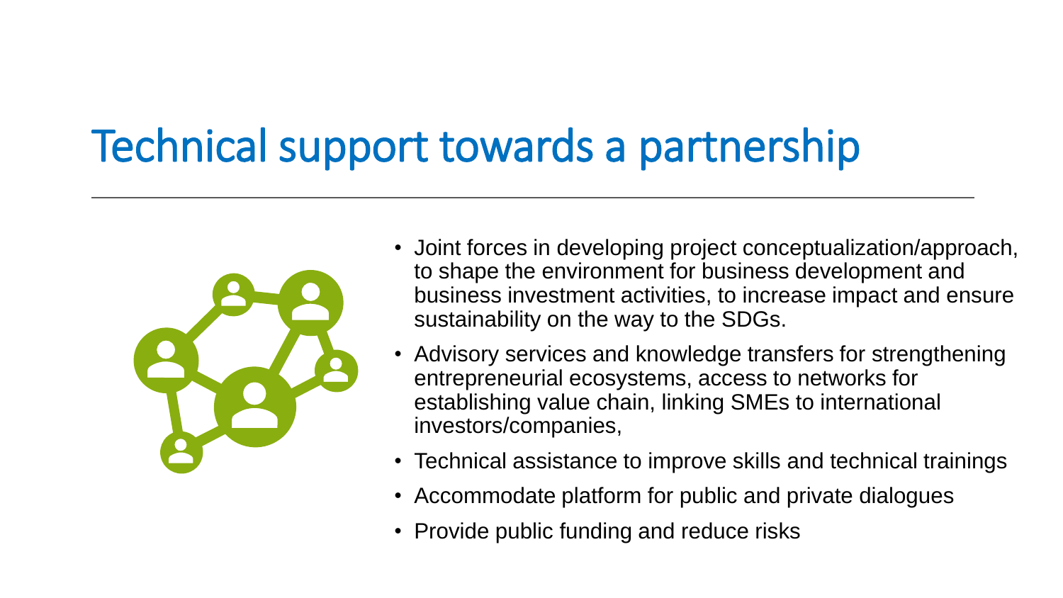# Technical support towards a partnership

- Joint forces in developing project conceptualization/approach, to shape the environment for business development and business investment activities, to increase impact and ensure sustainability on the way to the SDGs.
- Advisory services and knowledge transfers for strengthening entrepreneurial ecosystems, access to networks for establishing value chain, linking SMEs to international investors/companies,
- Technical assistance to improve skills and technical trainings
- Accommodate platform for public and private dialogues
- Provide public funding and reduce risks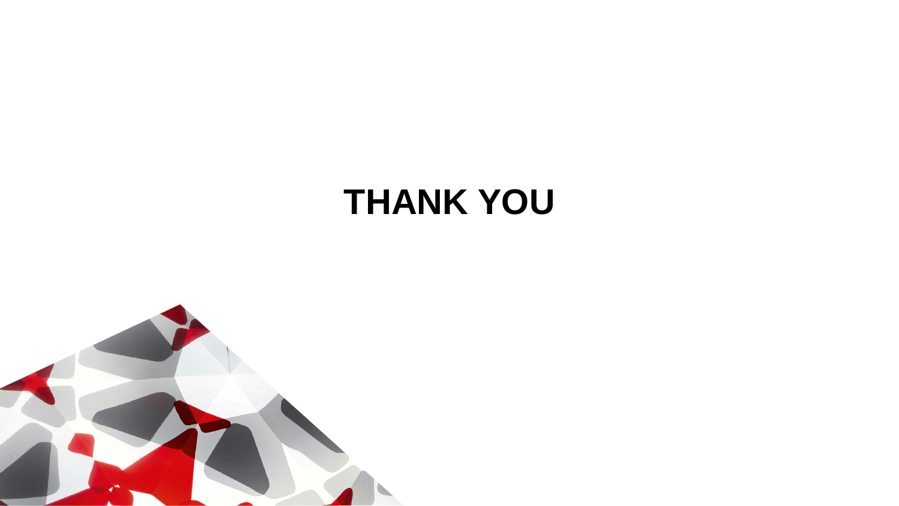# THANK YOU